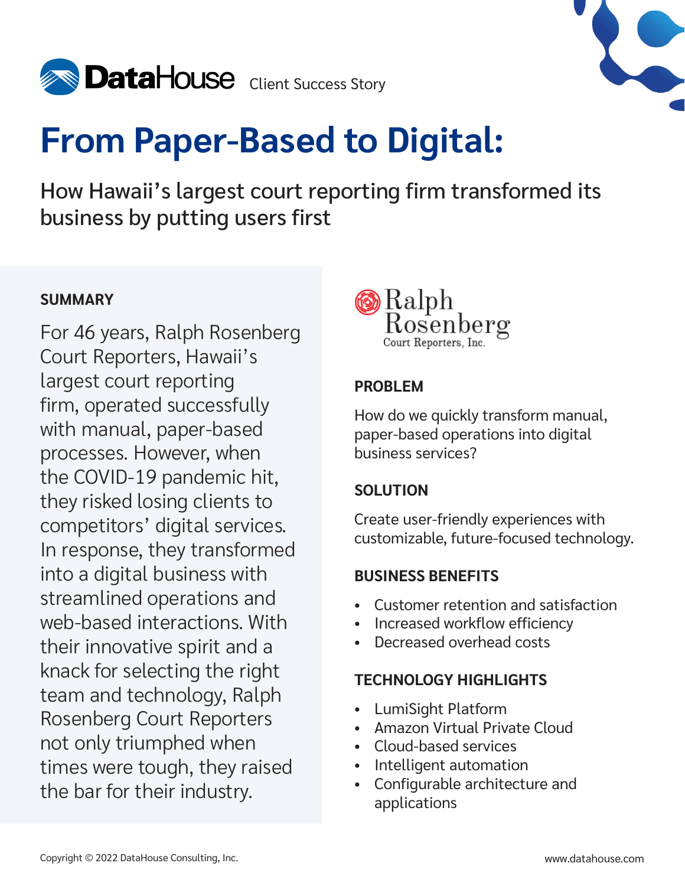DataHouse Client Success Story

# From Paper-Based to Digital:

## How Hawaii's largest court reporting firm transformed its business by putting users first

### SUMMARY

For 46 years, Ralph Rosenberg Court Reporters, Hawaii's largest court reporting firm, operated successfully with manual, paper-based processes. However, when the COVID-19 pandemic hit, they risked losing clients to competitors' digital services. In response, they transformed into a digital business with streamlined operations and web-based interactions. With their innovative spirit and a knack for selecting the right team and technology, Ralph Rosenberg Court Reporters not only triumphed when times were tough, they raised the bar for their industry.

Ralph Rosenberg Court Reporters, Inc.

### PROBLEM

How do we quickly transform manual, paper-based operations into digital business services?

### SOLUTION

Create user-friendly experiences with customizable, future-focused technology.

### BUSINESS BENEFITS

- Customer retention and satisfaction
- Increased workflow efficiency
- Decreased overhead costs

### TECHNOLOGY HIGHLIGHTS

- LumiSight Platform
- Amazon Virtual Private Cloud
- Cloud-based services
- Intelligent automation
- Configurable architecture and applications

Copyright © 2022 DataHouse Consulting, Inc. www.datahouse.com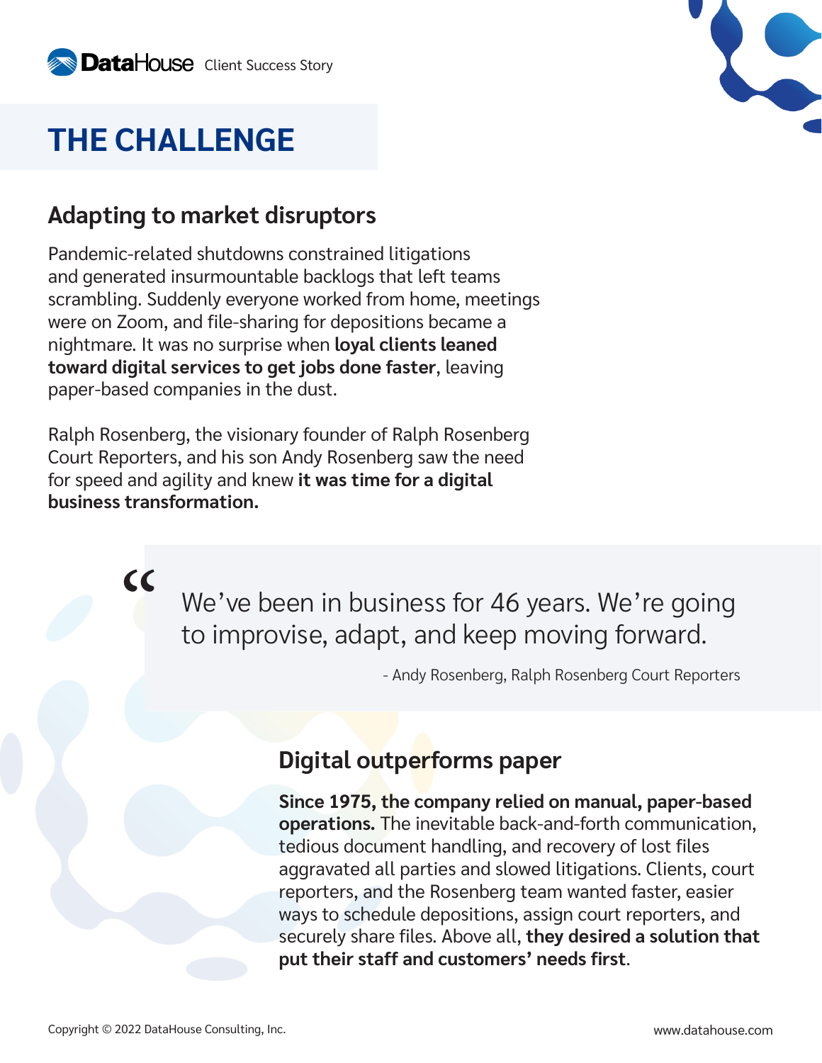# THE CHALLENGE

## Adapting to market disruptors

Pandemic-related shutdowns constrained litigations and generated insurmountable backlogs that left teams scrambling. Suddenly everyone worked from home, meetings were on Zoom, and file-sharing for depositions became a nightmare. It was no surprise when **loyal clients leaned toward digital services to get jobs done faster**, leaving paper-based companies in the dust.

Ralph Rosenberg, the visionary founder of Ralph Rosenberg Court Reporters, and his son Andy Rosenberg saw the need for speed and agility and knew **it was time for a digital business transformation.**

> "We've been in business for 46 years. We're going to improvise, adapt, and keep moving forward.
>
> - Andy Rosenberg, Ralph Rosenberg Court Reporters

## Digital outperforms paper

**Since 1975, the company relied on manual, paper-based operations.** The inevitable back-and-forth communication, tedious document handling, and recovery of lost files aggravated all parties and slowed litigations. Clients, court reporters, and the Rosenberg team wanted faster, easier ways to schedule depositions, assign court reporters, and securely share files. Above all, **they desired a solution that put their staff and customers' needs first**.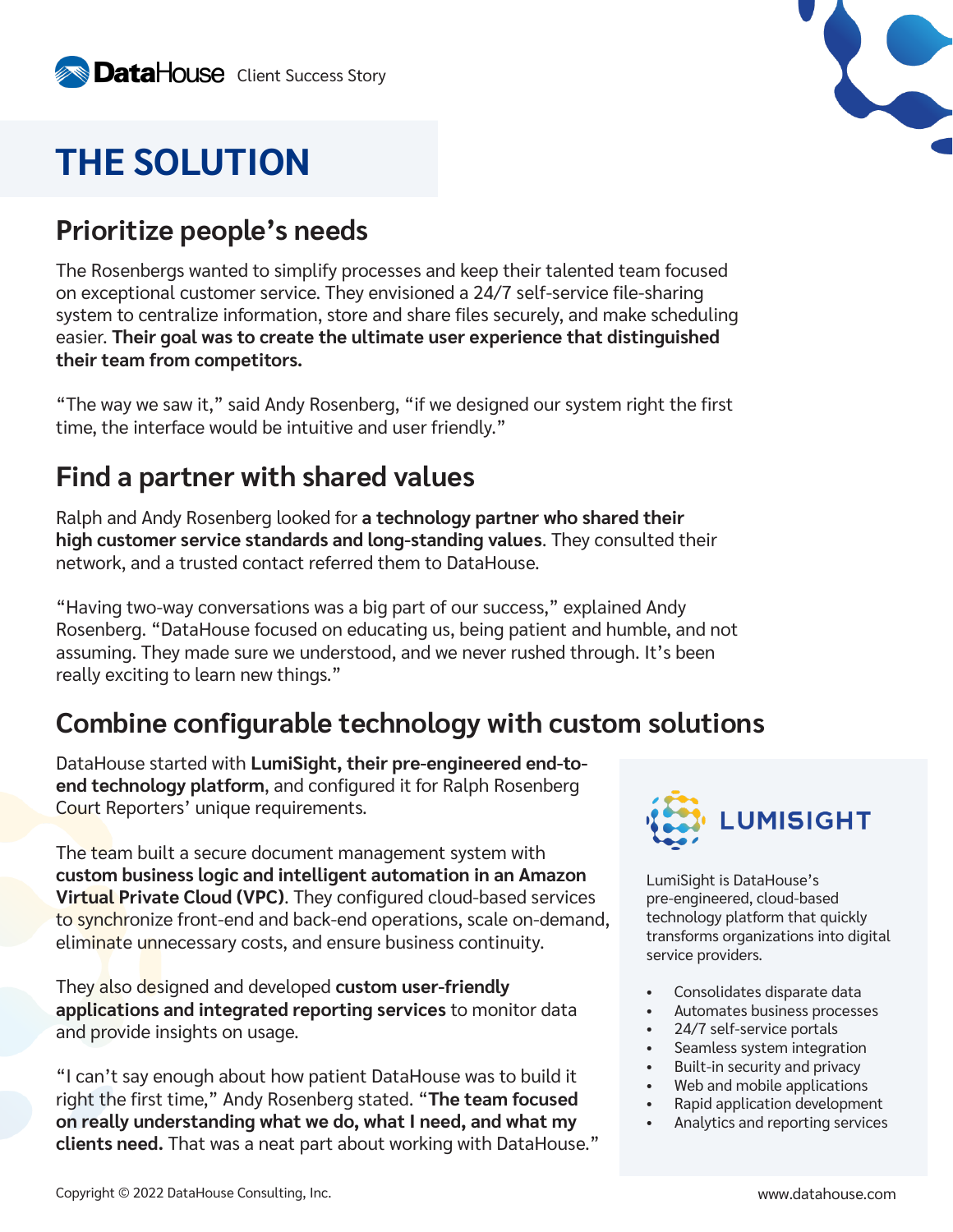# THE SOLUTION

## Prioritize people's needs

The Rosenbergs wanted to simplify processes and keep their talented team focused on exceptional customer service. They envisioned a 24/7 self-service file-sharing system to centralize information, store and share files securely, and make scheduling easier. **Their goal was to create the ultimate user experience that distinguished their team from competitors.**

"The way we saw it," said Andy Rosenberg, "if we designed our system right the first time, the interface would be intuitive and user friendly."

## Find a partner with shared values

Ralph and Andy Rosenberg looked for **a technology partner who shared their high customer service standards and long-standing values**. They consulted their network, and a trusted contact referred them to DataHouse.

"Having two-way conversations was a big part of our success," explained Andy Rosenberg. "DataHouse focused on educating us, being patient and humble, and not assuming. They made sure we understood, and we never rushed through. It's been really exciting to learn new things."

## Combine configurable technology with custom solutions

DataHouse started with **LumiSight, their pre-engineered end-to-end technology platform**, and configured it for Ralph Rosenberg Court Reporters' unique requirements.

The team built a secure document management system with **custom business logic and intelligent automation in an Amazon Virtual Private Cloud (VPC)**. They configured cloud-based services to synchronize front-end and back-end operations, scale on-demand, eliminate unnecessary costs, and ensure business continuity.

They also designed and developed **custom user-friendly applications and integrated reporting services** to monitor data and provide insights on usage.

"I can't say enough about how patient DataHouse was to build it right the first time," Andy Rosenberg stated. "**The team focused on really understanding what we do, what I need, and what my clients need.** That was a neat part about working with DataHouse."

### LUMISIGHT

LumiSight is DataHouse's pre-engineered, cloud-based technology platform that quickly transforms organizations into digital service providers.

- Consolidates disparate data
- Automates business processes
- 24/7 self-service portals
- Seamless system integration
- Built-in security and privacy
- Web and mobile applications
- Rapid application development
- Analytics and reporting services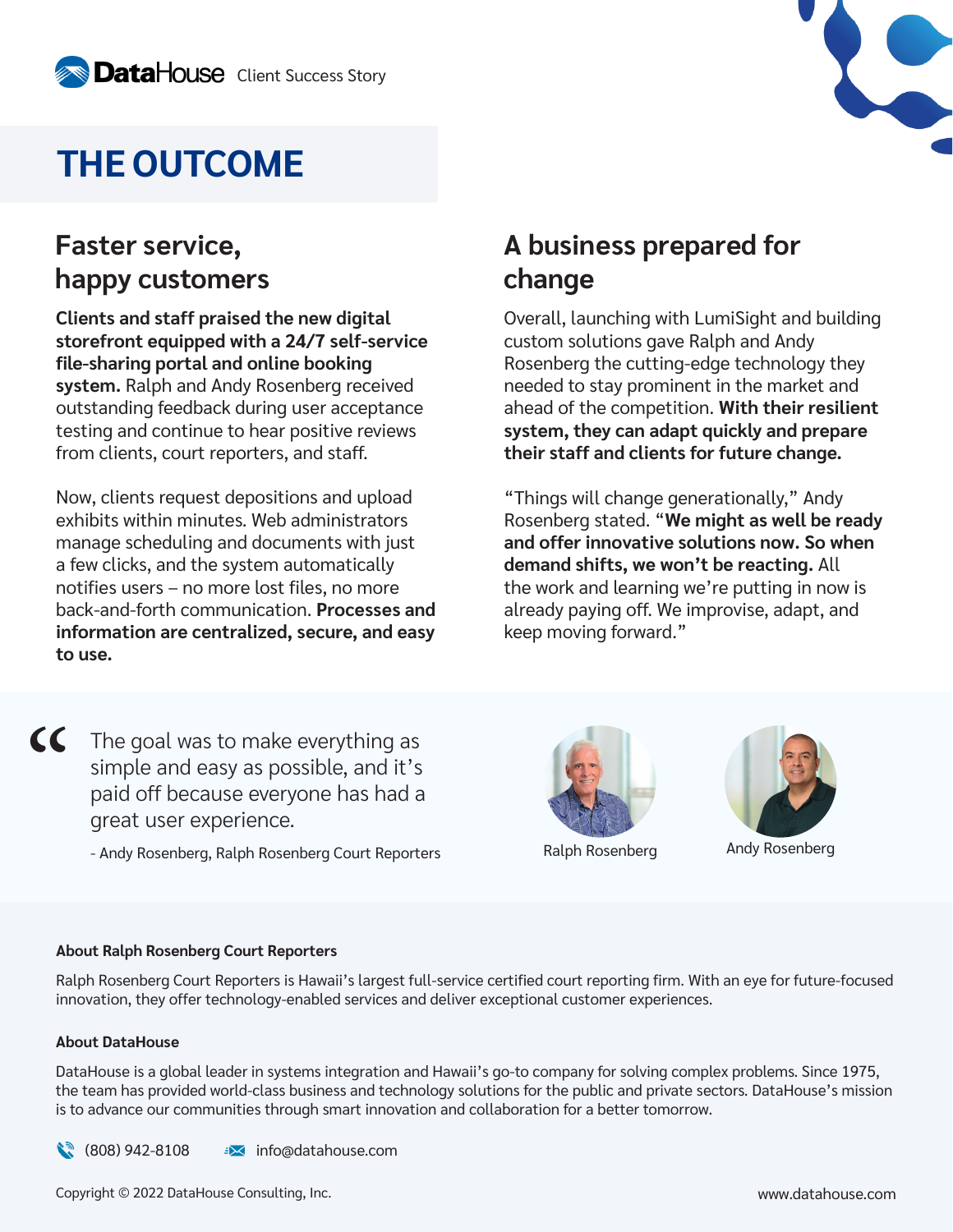DataHouse Client Success Story

# THE OUTCOME

## Faster service, happy customers

**Clients and staff praised the new digital storefront equipped with a 24/7 self-service file-sharing portal and online booking system.** Ralph and Andy Rosenberg received outstanding feedback during user acceptance testing and continue to hear positive reviews from clients, court reporters, and staff.

Now, clients request depositions and upload exhibits within minutes. Web administrators manage scheduling and documents with just a few clicks, and the system automatically notifies users – no more lost files, no more back-and-forth communication. **Processes and information are centralized, secure, and easy to use.**

## A business prepared for change

Overall, launching with LumiSight and building custom solutions gave Ralph and Andy Rosenberg the cutting-edge technology they needed to stay prominent in the market and ahead of the competition. **With their resilient system, they can adapt quickly and prepare their staff and clients for future change.**

"Things will change generationally," Andy Rosenberg stated. "**We might as well be ready and offer innovative solutions now. So when demand shifts, we won't be reacting.** All the work and learning we're putting in now is already paying off. We improvise, adapt, and keep moving forward."

> "The goal was to make everything as simple and easy as possible, and it's paid off because everyone has had a great user experience.
>
> - Andy Rosenberg, Ralph Rosenberg Court Reporters

Ralph Rosenberg

Andy Rosenberg

**About Ralph Rosenberg Court Reporters**

Ralph Rosenberg Court Reporters is Hawaii's largest full-service certified court reporting firm. With an eye for future-focused innovation, they offer technology-enabled services and deliver exceptional customer experiences.

**About DataHouse**

DataHouse is a global leader in systems integration and Hawaii's go-to company for solving complex problems. Since 1975, the team has provided world-class business and technology solutions for the public and private sectors. DataHouse's mission is to advance our communities through smart innovation and collaboration for a better tomorrow.

(808) 942-8108 info@datahouse.com

Copyright © 2022 DataHouse Consulting, Inc.

www.datahouse.com